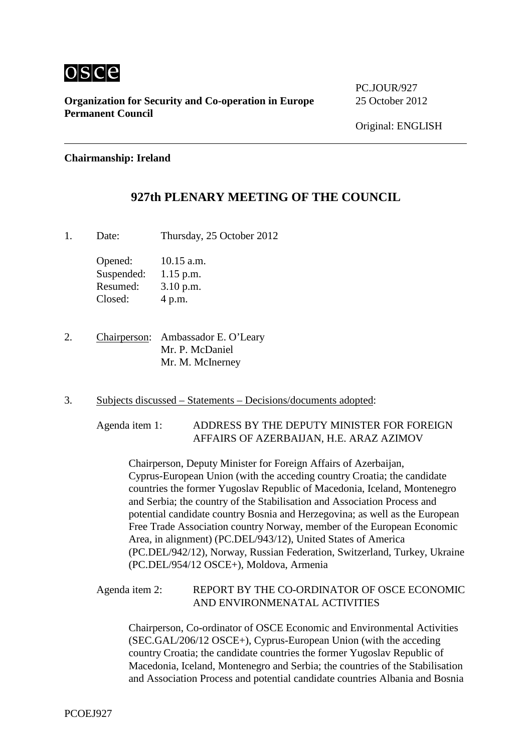osce

**Organization for Security and Co-operation in Europe**
**Permanent Council**

PC.JOUR/927
25 October 2012

Original: ENGLISH

**Chairmanship: Ireland**

# 927th PLENARY MEETING OF THE COUNCIL

1. Date: Thursday, 25 October 2012

   Opened: 10.15 a.m.
   Suspended: 1.15 p.m.
   Resumed: 3.10 p.m.
   Closed: 4 p.m.

2. Chairperson: Ambassador E. O'Leary
   Mr. P. McDaniel
   Mr. M. McInerney

3. Subjects discussed – Statements – Decisions/documents adopted:

   Agenda item 1: ADDRESS BY THE DEPUTY MINISTER FOR FOREIGN AFFAIRS OF AZERBAIJAN, H.E. ARAZ AZIMOV

   Chairperson, Deputy Minister for Foreign Affairs of Azerbaijan, Cyprus-European Union (with the acceding country Croatia; the candidate countries the former Yugoslav Republic of Macedonia, Iceland, Montenegro and Serbia; the country of the Stabilisation and Association Process and potential candidate country Bosnia and Herzegovina; as well as the European Free Trade Association country Norway, member of the European Economic Area, in alignment) (PC.DEL/943/12), United States of America (PC.DEL/942/12), Norway, Russian Federation, Switzerland, Turkey, Ukraine (PC.DEL/954/12 OSCE+), Moldova, Armenia

   Agenda item 2: REPORT BY THE CO-ORDINATOR OF OSCE ECONOMIC AND ENVIRONMENATAL ACTIVITIES

   Chairperson, Co-ordinator of OSCE Economic and Environmental Activities (SEC.GAL/206/12 OSCE+), Cyprus-European Union (with the acceding country Croatia; the candidate countries the former Yugoslav Republic of Macedonia, Iceland, Montenegro and Serbia; the countries of the Stabilisation and Association Process and potential candidate countries Albania and Bosnia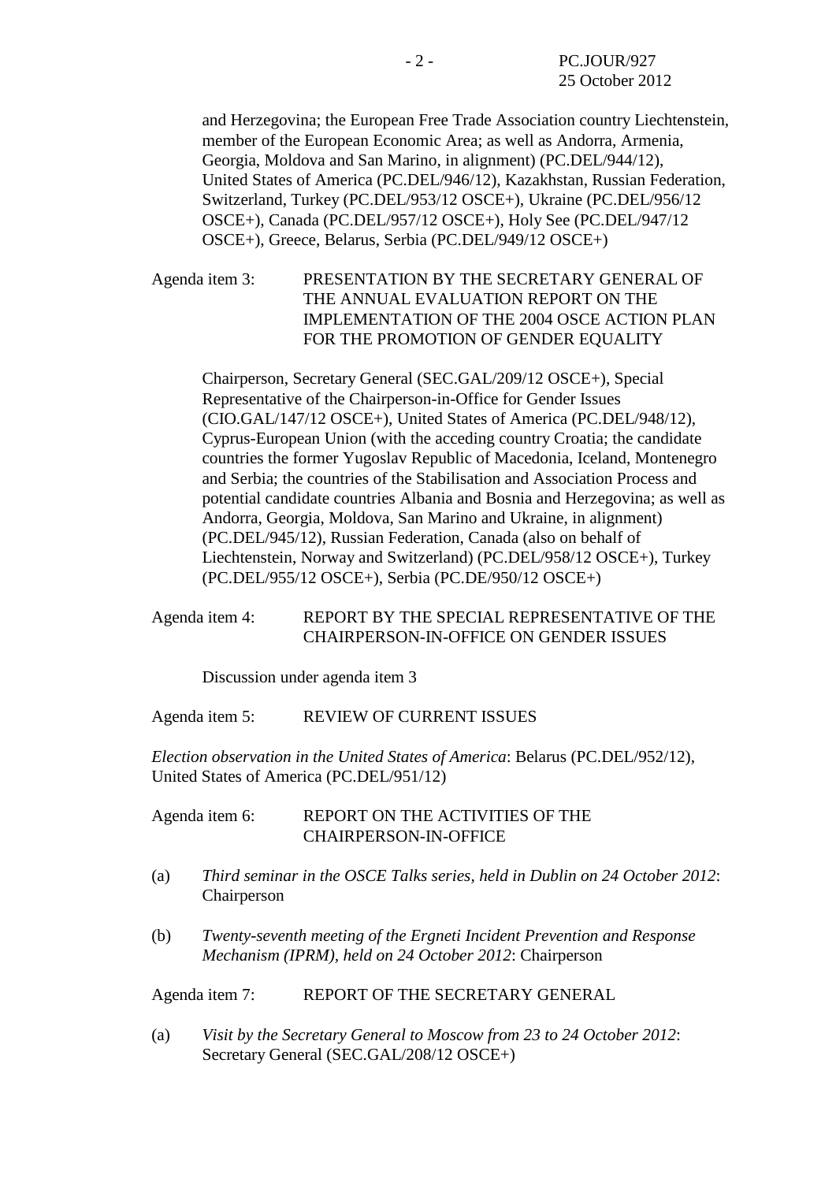and Herzegovina; the European Free Trade Association country Liechtenstein, member of the European Economic Area; as well as Andorra, Armenia, Georgia, Moldova and San Marino, in alignment) (PC.DEL/944/12), United States of America (PC.DEL/946/12), Kazakhstan, Russian Federation, Switzerland, Turkey (PC.DEL/953/12 OSCE+), Ukraine (PC.DEL/956/12 OSCE+), Canada (PC.DEL/957/12 OSCE+), Holy See (PC.DEL/947/12 OSCE+), Greece, Belarus, Serbia (PC.DEL/949/12 OSCE+)

Agenda item 3: PRESENTATION BY THE SECRETARY GENERAL OF THE ANNUAL EVALUATION REPORT ON THE IMPLEMENTATION OF THE 2004 OSCE ACTION PLAN FOR THE PROMOTION OF GENDER EQUALITY

Chairperson, Secretary General (SEC.GAL/209/12 OSCE+), Special Representative of the Chairperson-in-Office for Gender Issues (CIO.GAL/147/12 OSCE+), United States of America (PC.DEL/948/12), Cyprus-European Union (with the acceding country Croatia; the candidate countries the former Yugoslav Republic of Macedonia, Iceland, Montenegro and Serbia; the countries of the Stabilisation and Association Process and potential candidate countries Albania and Bosnia and Herzegovina; as well as Andorra, Georgia, Moldova, San Marino and Ukraine, in alignment) (PC.DEL/945/12), Russian Federation, Canada (also on behalf of Liechtenstein, Norway and Switzerland) (PC.DEL/958/12 OSCE+), Turkey (PC.DEL/955/12 OSCE+), Serbia (PC.DE/950/12 OSCE+)

Agenda item 4: REPORT BY THE SPECIAL REPRESENTATIVE OF THE CHAIRPERSON-IN-OFFICE ON GENDER ISSUES

Discussion under agenda item 3

Agenda item 5: REVIEW OF CURRENT ISSUES

*Election observation in the United States of America*: Belarus (PC.DEL/952/12), United States of America (PC.DEL/951/12)

Agenda item 6: REPORT ON THE ACTIVITIES OF THE CHAIRPERSON-IN-OFFICE

(a) *Third seminar in the OSCE Talks series, held in Dublin on 24 October 2012*: Chairperson

(b) *Twenty-seventh meeting of the Ergneti Incident Prevention and Response Mechanism (IPRM), held on 24 October 2012*: Chairperson

Agenda item 7: REPORT OF THE SECRETARY GENERAL

(a) *Visit by the Secretary General to Moscow from 23 to 24 October 2012*: Secretary General (SEC.GAL/208/12 OSCE+)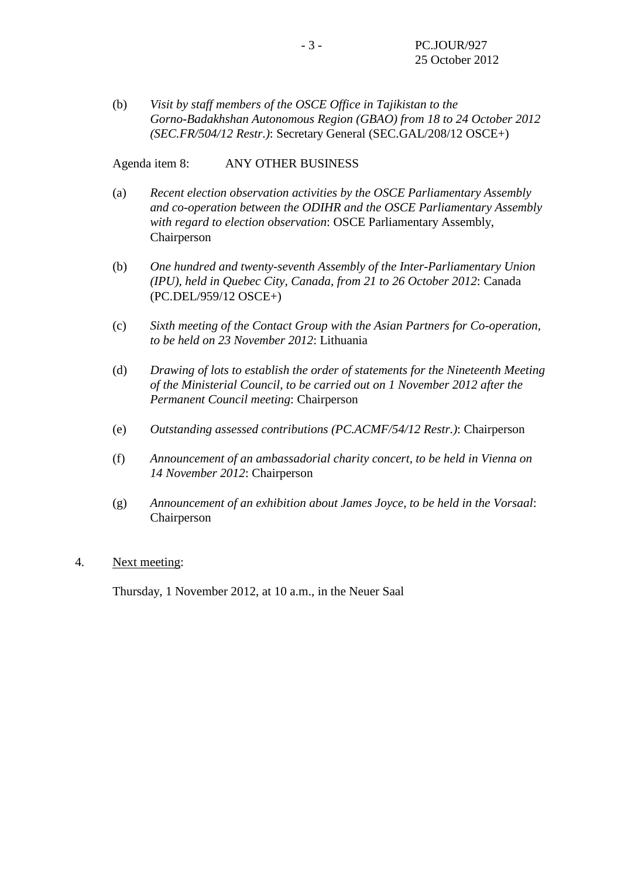(b) *Visit by staff members of the OSCE Office in Tajikistan to the Gorno-Badakhshan Autonomous Region (GBAO) from 18 to 24 October 2012 (SEC.FR/504/12 Restr.)*: Secretary General (SEC.GAL/208/12 OSCE+)

Agenda item 8: ANY OTHER BUSINESS

(a) *Recent election observation activities by the OSCE Parliamentary Assembly and co-operation between the ODIHR and the OSCE Parliamentary Assembly with regard to election observation*: OSCE Parliamentary Assembly, Chairperson

(b) *One hundred and twenty-seventh Assembly of the Inter-Parliamentary Union (IPU), held in Quebec City, Canada, from 21 to 26 October 2012*: Canada (PC.DEL/959/12 OSCE+)

(c) *Sixth meeting of the Contact Group with the Asian Partners for Co-operation, to be held on 23 November 2012*: Lithuania

(d) *Drawing of lots to establish the order of statements for the Nineteenth Meeting of the Ministerial Council, to be carried out on 1 November 2012 after the Permanent Council meeting*: Chairperson

(e) *Outstanding assessed contributions (PC.ACMF/54/12 Restr.)*: Chairperson

(f) *Announcement of an ambassadorial charity concert, to be held in Vienna on 14 November 2012*: Chairperson

(g) *Announcement of an exhibition about James Joyce, to be held in the Vorsaal*: Chairperson

4. Next meeting:

Thursday, 1 November 2012, at 10 a.m., in the Neuer Saal